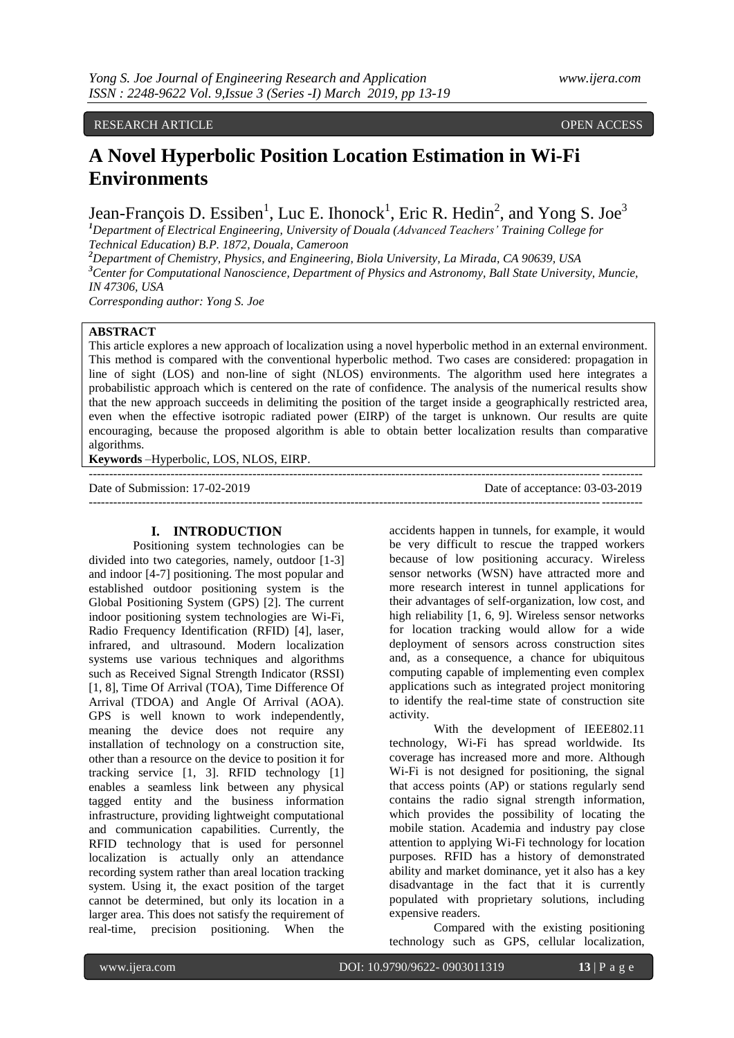RESEARCH ARTICLE OPEN ACCESS

# A Novel Hyperbolic Position Location Estimation in Wi-Fi Environments

Jean-François D. Essiben[1], Luc E. Ihonock[1], Eric R. Hedin[2], and Yong S. Joe[3]

[1]*Department of Electrical Engineering, University of Douala (Advanced Teachers' Training College for Technical Education) B.P. 1872, Douala, Cameroon*
[2]*Department of Chemistry, Physics, and Engineering, Biola University, La Mirada, CA 90639, USA*
[3]*Center for Computational Nanoscience, Department of Physics and Astronomy, Ball State University, Muncie, IN 47306, USA*
*Corresponding author: Yong S. Joe*

**ABSTRACT**

This article explores a new approach of localization using a novel hyperbolic method in an external environment. This method is compared with the conventional hyperbolic method. Two cases are considered: propagation in line of sight (LOS) and non-line of sight (NLOS) environments. The algorithm used here integrates a probabilistic approach which is centered on the rate of confidence. The analysis of the numerical results show that the new approach succeeds in delimiting the position of the target inside a geographically restricted area, even when the effective isotropic radiated power (EIRP) of the target is unknown. Our results are quite encouraging, because the proposed algorithm is able to obtain better localization results than comparative algorithms.

**Keywords** –Hyperbolic, LOS, NLOS, EIRP.

Date of Submission: 17-02-2019 Date of acceptance: 03-03-2019

## I. INTRODUCTION

Positioning system technologies can be divided into two categories, namely, outdoor [1-3] and indoor [4-7] positioning. The most popular and established outdoor positioning system is the Global Positioning System (GPS) [2]. The current indoor positioning system technologies are Wi-Fi, Radio Frequency Identification (RFID) [4], laser, infrared, and ultrasound. Modern localization systems use various techniques and algorithms such as Received Signal Strength Indicator (RSSI) [1, 8], Time Of Arrival (TOA), Time Difference Of Arrival (TDOA) and Angle Of Arrival (AOA). GPS is well known to work independently, meaning the device does not require any installation of technology on a construction site, other than a resource on the device to position it for tracking service [1, 3]. RFID technology [1] enables a seamless link between any physical tagged entity and the business information infrastructure, providing lightweight computational and communication capabilities. Currently, the RFID technology that is used for personnel localization is actually only an attendance recording system rather than areal location tracking system. Using it, the exact position of the target cannot be determined, but only its location in a larger area. This does not satisfy the requirement of real-time, precision positioning. When the accidents happen in tunnels, for example, it would be very difficult to rescue the trapped workers because of low positioning accuracy. Wireless sensor networks (WSN) have attracted more and more research interest in tunnel applications for their advantages of self-organization, low cost, and high reliability [1, 6, 9]. Wireless sensor networks for location tracking would allow for a wide deployment of sensors across construction sites and, as a consequence, a chance for ubiquitous computing capable of implementing even complex applications such as integrated project monitoring to identify the real-time state of construction site activity.

With the development of IEEE802.11 technology, Wi-Fi has spread worldwide. Its coverage has increased more and more. Although Wi-Fi is not designed for positioning, the signal that access points (AP) or stations regularly send contains the radio signal strength information, which provides the possibility of locating the mobile station. Academia and industry pay close attention to applying Wi-Fi technology for location purposes. RFID has a history of demonstrated ability and market dominance, yet it also has a key disadvantage in the fact that it is currently populated with proprietary solutions, including expensive readers.

Compared with the existing positioning technology such as GPS, cellular localization,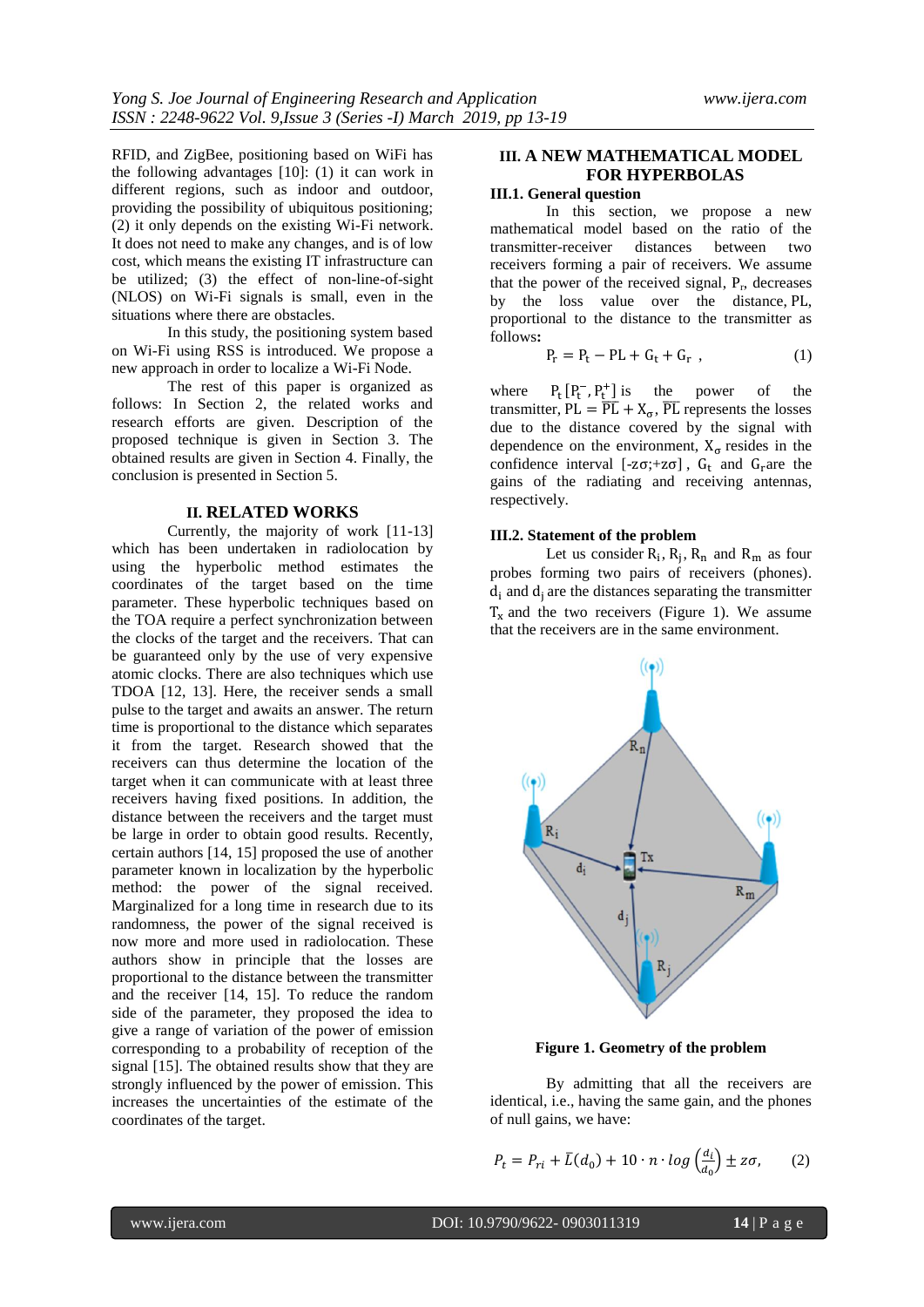RFID, and ZigBee, positioning based on WiFi has the following advantages [10]: (1) it can work in different regions, such as indoor and outdoor, providing the possibility of ubiquitous positioning; (2) it only depends on the existing Wi-Fi network. It does not need to make any changes, and is of low cost, which means the existing IT infrastructure can be utilized; (3) the effect of non-line-of-sight (NLOS) on Wi-Fi signals is small, even in the situations where there are obstacles.

In this study, the positioning system based on Wi-Fi using RSS is introduced. We propose a new approach in order to localize a Wi-Fi Node.

The rest of this paper is organized as follows: In Section 2, the related works and research efforts are given. Description of the proposed technique is given in Section 3. The obtained results are given in Section 4. Finally, the conclusion is presented in Section 5.

## II. RELATED WORKS

Currently, the majority of work [11-13] which has been undertaken in radiolocation by using the hyperbolic method estimates the coordinates of the target based on the time parameter. These hyperbolic techniques based on the TOA require a perfect synchronization between the clocks of the target and the receivers. That can be guaranteed only by the use of very expensive atomic clocks. There are also techniques which use TDOA [12, 13]. Here, the receiver sends a small pulse to the target and awaits an answer. The return time is proportional to the distance which separates it from the target. Research showed that the receivers can thus determine the location of the target when it can communicate with at least three receivers having fixed positions. In addition, the distance between the receivers and the target must be large in order to obtain good results. Recently, certain authors [14, 15] proposed the use of another parameter known in localization by the hyperbolic method: the power of the signal received. Marginalized for a long time in research due to its randomness, the power of the signal received is now more and more used in radiolocation. These authors show in principle that the losses are proportional to the distance between the transmitter and the receiver [14, 15]. To reduce the random side of the parameter, they proposed the idea to give a range of variation of the power of emission corresponding to a probability of reception of the signal [15]. The obtained results show that they are strongly influenced by the power of emission. This increases the uncertainties of the estimate of the coordinates of the target.

## III. A NEW MATHEMATICAL MODEL FOR HYPERBOLAS

### III.1. General question

In this section, we propose a new mathematical model based on the ratio of the transmitter-receiver distances between two receivers forming a pair of receivers. We assume that the power of the received signal, $P_r$, decreases by the loss value over the distance, PL, proportional to the distance to the transmitter as follows**:**

$$P_r = P_t - PL + G_t + G_r \ , \qquad (1)$$

where $P_t\,[P_t^-, P_t^+]$ is the power of the transmitter, $PL = \overline{PL} + X_\sigma$, $\overline{PL}$ represents the losses due to the distance covered by the signal with dependence on the environment, $X_\sigma$ resides in the confidence interval $[-z\sigma;+z\sigma]$, $G_t$ and $G_r$ are the gains of the radiating and receiving antennas, respectively.

### III.2. Statement of the problem

Let us consider $R_i$, $R_j$, $R_n$ and $R_m$ as four probes forming two pairs of receivers (phones). $d_i$ and $d_j$ are the distances separating the transmitter $T_x$ and the two receivers (Figure 1). We assume that the receivers are in the same environment.

**Figure 1. Geometry of the problem**

By admitting that all the receivers are identical, i.e., having the same gain, and the phones of null gains, we have:

$$P_t = P_{ri} + \bar{L}(d_0) + 10 \cdot n \cdot log\left(\frac{d_i}{d_0}\right) \pm z\sigma, \qquad (2)$$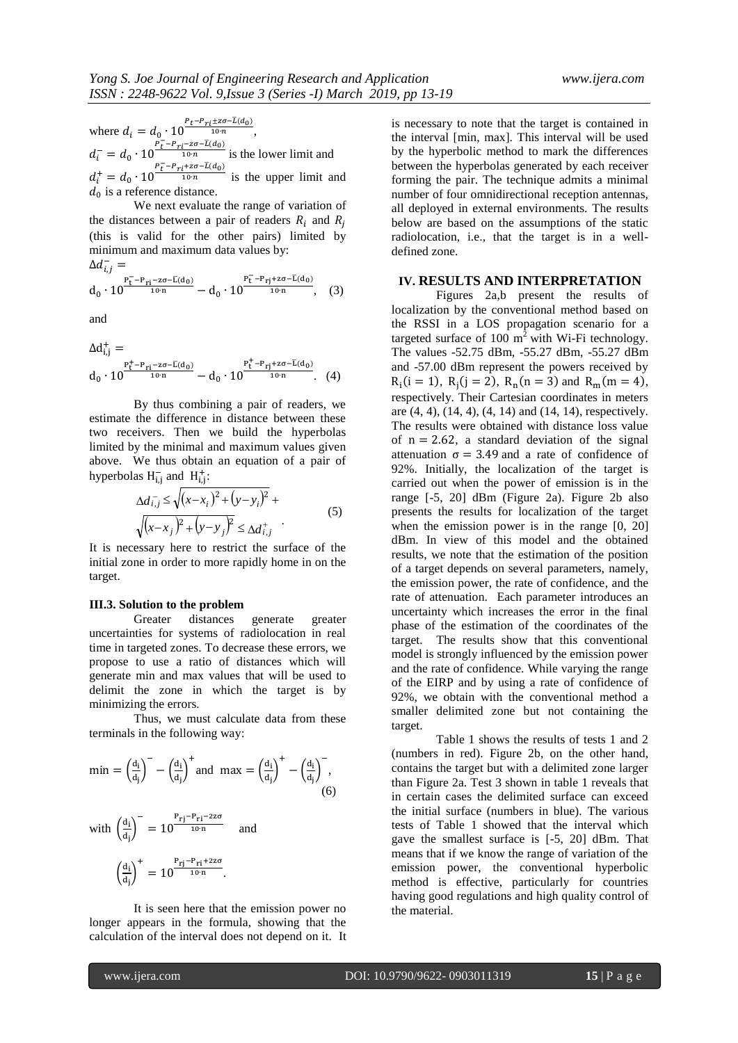where $d_i = d_0 \cdot 10^{\frac{P_t - P_{ri} \pm z\sigma - \bar{L}(d_0)}{10 \cdot n}}$, $d_i^- = d_0 \cdot 10^{\frac{P_t^- - P_{ri} - z\sigma - \bar{L}(d_0)}{10 \cdot n}}$ is the lower limit and $d_i^+ = d_0 \cdot 10^{\frac{P_t^- - P_{ri} + z\sigma - \bar{L}(d_0)}{10 \cdot n}}$ is the upper limit and $d_0$ is a reference distance.

We next evaluate the range of variation of the distances between a pair of readers $R_i$ and $R_j$ (this is valid for the other pairs) limited by minimum and maximum data values by:

$$\Delta d_{i,j}^- = d_0 \cdot 10^{\frac{P_t^- - P_{ri} - z\sigma - \bar{L}(d_0)}{10 \cdot n}} - d_0 \cdot 10^{\frac{P_t^- - P_{rj} + z\sigma - \bar{L}(d_0)}{10 \cdot n}}, \quad (3)$$

and

$$\Delta d_{i,j}^+ = d_0 \cdot 10^{\frac{P_t^+ - P_{ri} - z\sigma - \bar{L}(d_0)}{10 \cdot n}} - d_0 \cdot 10^{\frac{P_t^+ - P_{rj} + z\sigma - \bar{L}(d_0)}{10 \cdot n}}. \quad (4)$$

By thus combining a pair of readers, we estimate the difference in distance between these two receivers. Then we build the hyperbolas limited by the minimal and maximum values given above. We thus obtain an equation of a pair of hyperbolas $H_{i,j}^-$ and $H_{i,j}^+$:

$$\Delta d_{i,j}^- \leq \sqrt{(x-x_i)^2 + (y-y_i)^2} + \sqrt{(x-x_j)^2 + (y-y_j)^2} \leq \Delta d_{i,j}^+ \quad . \quad (5)$$

It is necessary to restrict the surface of the initial zone in order to more rapidly home in on the target.

### III.3. Solution to the problem

Greater distances generate greater uncertainties for systems of radiolocation in real time in targeted zones. To decrease these errors, we propose to use a ratio of distances which will generate min and max values that will be used to delimit the zone in which the target is by minimizing the errors.

Thus, we must calculate data from these terminals in the following way:

$$\min = \left(\frac{d_i}{d_j}\right)^- - \left(\frac{d_i}{d_j}\right)^+ \text{ and } \max = \left(\frac{d_i}{d_j}\right)^+ - \left(\frac{d_i}{d_j}\right)^-, \quad (6)$$

with $\left(\frac{d_i}{d_j}\right)^- = 10^{\frac{P_{rj} - P_{ri} - 2z\sigma}{10 \cdot n}}$ and

$$\left(\frac{d_i}{d_j}\right)^+ = 10^{\frac{P_{rj} - P_{ri} + 2z\sigma}{10 \cdot n}}.$$

It is seen here that the emission power no longer appears in the formula, showing that the calculation of the interval does not depend on it. It is necessary to note that the target is contained in the interval [min, max]. This interval will be used by the hyperbolic method to mark the differences between the hyperbolas generated by each receiver forming the pair. The technique admits a minimal number of four omnidirectional reception antennas, all deployed in external environments. The results below are based on the assumptions of the static radiolocation, i.e., that the target is in a well-defined zone.

## IV. RESULTS AND INTERPRETATION

Figures 2a,b present the results of localization by the conventional method based on the RSSI in a LOS propagation scenario for a targeted surface of 100 m$^2$ with Wi-Fi technology. The values -52.75 dBm, -55.27 dBm, -55.27 dBm and -57.00 dBm represent the powers received by $R_i (i = 1)$, $R_j (j = 2)$, $R_n (n = 3)$ and $R_m (m = 4)$, respectively. Their Cartesian coordinates in meters are (4, 4), (14, 4), (4, 14) and (14, 14), respectively. The results were obtained with distance loss value of $n = 2.62$, a standard deviation of the signal attenuation $\sigma = 3.49$ and a rate of confidence of 92%. Initially, the localization of the target is carried out when the power of emission is in the range [-5, 20] dBm (Figure 2a). Figure 2b also presents the results for localization of the target when the emission power is in the range [0, 20] dBm. In view of this model and the obtained results, we note that the estimation of the position of a target depends on several parameters, namely, the emission power, the rate of confidence, and the rate of attenuation. Each parameter introduces an uncertainty which increases the error in the final phase of the estimation of the coordinates of the target. The results show that this conventional model is strongly influenced by the emission power and the rate of confidence. While varying the range of the EIRP and by using a rate of confidence of 92%, we obtain with the conventional method a smaller delimited zone but not containing the target.

Table 1 shows the results of tests 1 and 2 (numbers in red). Figure 2b, on the other hand, contains the target but with a delimited zone larger than Figure 2a. Test 3 shown in table 1 reveals that in certain cases the delimited surface can exceed the initial surface (numbers in blue). The various tests of Table 1 showed that the interval which gave the smallest surface is [-5, 20] dBm. That means that if we know the range of variation of the emission power, the conventional hyperbolic method is effective, particularly for countries having good regulations and high quality control of the material.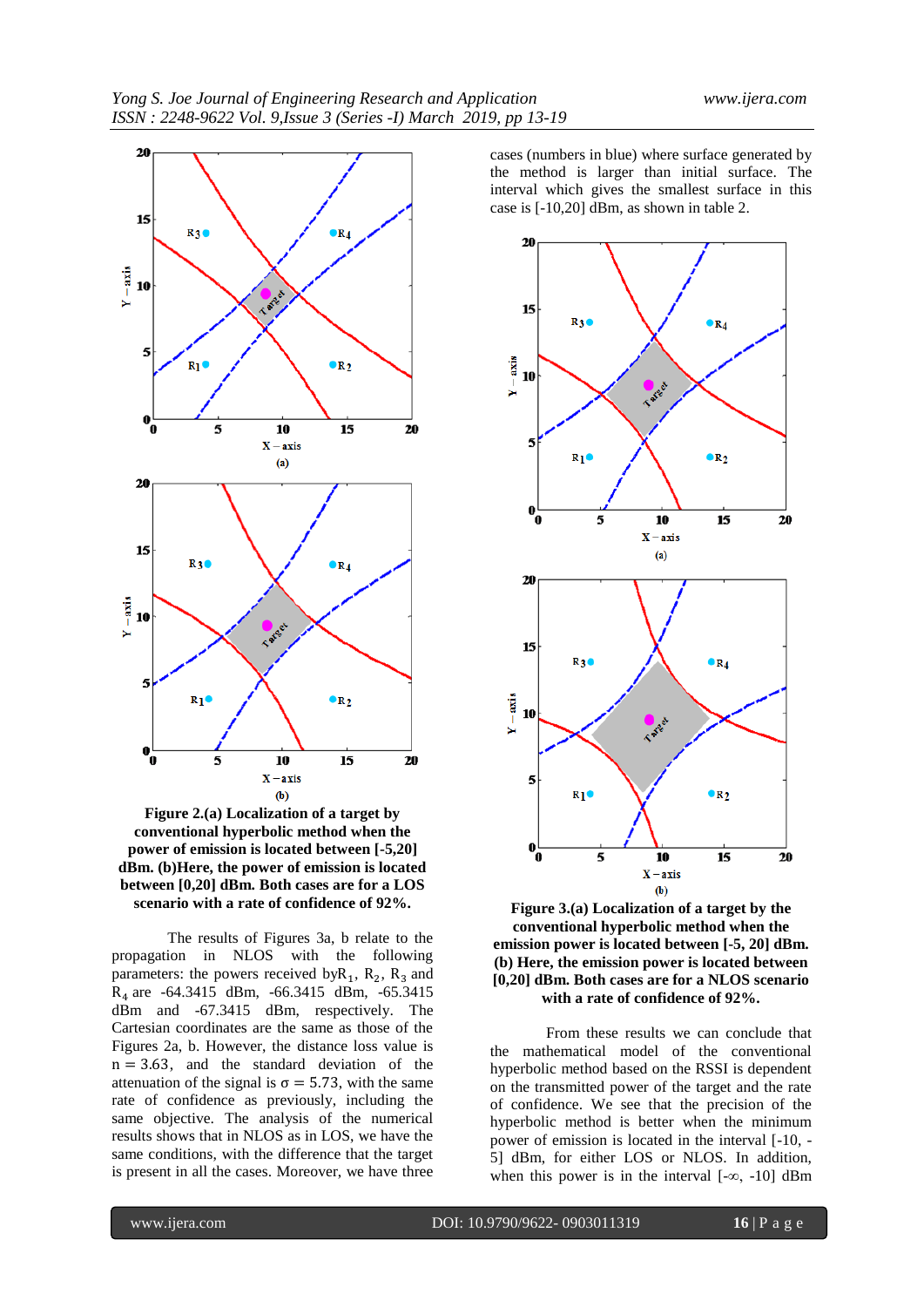**Figure 2.(a) Localization of a target by conventional hyperbolic method when the power of emission is located between [-5,20] dBm. (b)Here, the power of emission is located between [0,20] dBm. Both cases are for a LOS scenario with a rate of confidence of 92%.**

The results of Figures 3a, b relate to the propagation in NLOS with the following parameters: the powers received by$R_1$, $R_2$, $R_3$ and $R_4$ are -64.3415 dBm, -66.3415 dBm, -65.3415 dBm and -67.3415 dBm, respectively. The Cartesian coordinates are the same as those of the Figures 2a, b. However, the distance loss value is $n = 3.63$, and the standard deviation of the attenuation of the signal is $\sigma = 5.73$, with the same rate of confidence as previously, including the same objective. The analysis of the numerical results shows that in NLOS as in LOS, we have the same conditions, with the difference that the target is present in all the cases. Moreover, we have three cases (numbers in blue) where surface generated by the method is larger than initial surface. The interval which gives the smallest surface in this case is [-10,20] dBm, as shown in table 2.

**Figure 3.(a) Localization of a target by the conventional hyperbolic method when the emission power is located between [-5, 20] dBm. (b) Here, the emission power is located between [0,20] dBm. Both cases are for a NLOS scenario with a rate of confidence of 92%.**

From these results we can conclude that the mathematical model of the conventional hyperbolic method based on the RSSI is dependent on the transmitted power of the target and the rate of confidence. We see that the precision of the hyperbolic method is better when the minimum power of emission is located in the interval [-10, -5] dBm, for either LOS or NLOS. In addition, when this power is in the interval [-∞, -10] dBm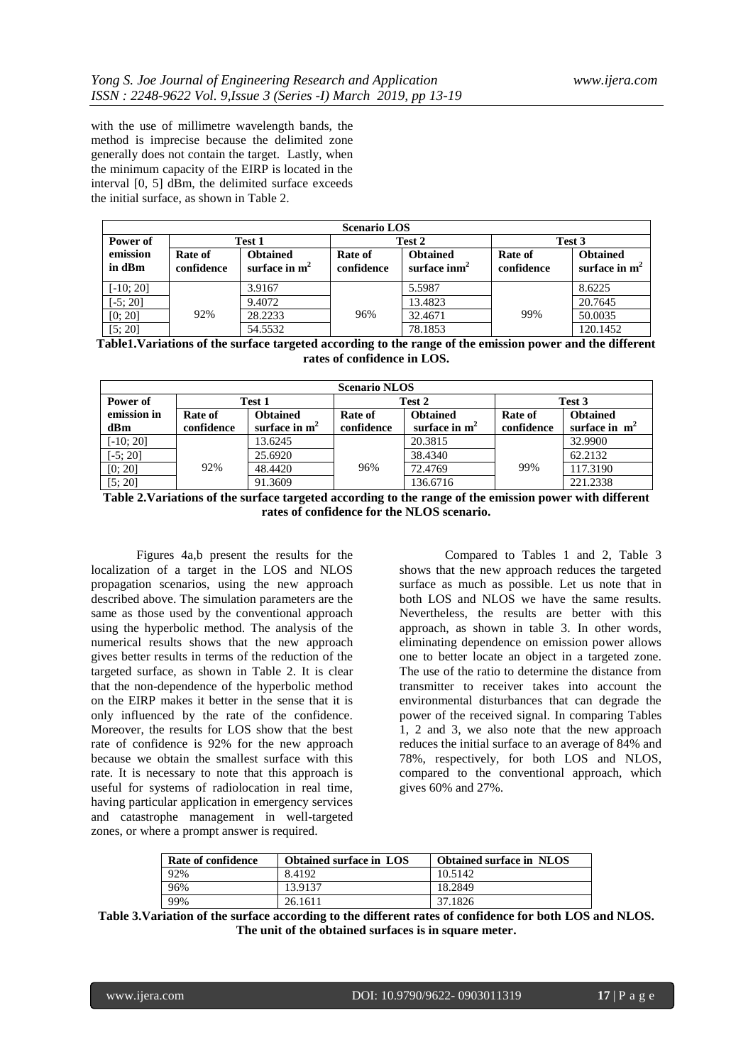with the use of millimetre wavelength bands, the method is imprecise because the delimited zone generally does not contain the target. Lastly, when the minimum capacity of the EIRP is located in the interval [0, 5] dBm, the delimited surface exceeds the initial surface, as shown in Table 2.

| Scenario LOS | | | | | | |
|---|---|---|---|---|---|---|
| Power of emission in dBm | Test 1 | | Test 2 | | Test 3 | |
| | Rate of confidence | Obtained surface in $m^2$ | Rate of confidence | Obtained surface in$m^2$ | Rate of confidence | Obtained surface in $m^2$ |
| [-10; 20] | 92% | 3.9167 | 96% | 5.5987 | 99% | 8.6225 |
| [-5; 20] | | 9.4072 | | 13.4823 | | 20.7645 |
| [0; 20] | | 28.2233 | | 32.4671 | | 50.0035 |
| [5; 20] | | 54.5532 | | 78.1853 | | 120.1452 |

**Table1.Variations of the surface targeted according to the range of the emission power and the different rates of confidence in LOS.**

| Scenario NLOS | | | | | | |
|---|---|---|---|---|---|---|
| Power of emission in dBm | Test 1 | | Test 2 | | Test 3 | |
| | Rate of confidence | Obtained surface in $m^2$ | Rate of confidence | Obtained surface in $m^2$ | Rate of confidence | Obtained surface in $m^2$ |
| [-10; 20] | 92% | 13.6245 | 96% | 20.3815 | 99% | 32.9900 |
| [-5; 20] | | 25.6920 | | 38.4340 | | 62.2132 |
| [0; 20] | | 48.4420 | | 72.4769 | | 117.3190 |
| [5; 20] | | 91.3609 | | 136.6716 | | 221.2338 |

**Table 2.Variations of the surface targeted according to the range of the emission power with different rates of confidence for the NLOS scenario.**

Figures 4a,b present the results for the localization of a target in the LOS and NLOS propagation scenarios, using the new approach described above. The simulation parameters are the same as those used by the conventional approach using the hyperbolic method. The analysis of the numerical results shows that the new approach gives better results in terms of the reduction of the targeted surface, as shown in Table 2. It is clear that the non-dependence of the hyperbolic method on the EIRP makes it better in the sense that it is only influenced by the rate of the confidence. Moreover, the results for LOS show that the best rate of confidence is 92% for the new approach because we obtain the smallest surface with this rate. It is necessary to note that this approach is useful for systems of radiolocation in real time, having particular application in emergency services and catastrophe management in well-targeted zones, or where a prompt answer is required.

Compared to Tables 1 and 2, Table 3 shows that the new approach reduces the targeted surface as much as possible. Let us note that in both LOS and NLOS we have the same results. Nevertheless, the results are better with this approach, as shown in table 3. In other words, eliminating dependence on emission power allows one to better locate an object in a targeted zone. The use of the ratio to determine the distance from transmitter to receiver takes into account the environmental disturbances that can degrade the power of the received signal. In comparing Tables 1, 2 and 3, we also note that the new approach reduces the initial surface to an average of 84% and 78%, respectively, for both LOS and NLOS, compared to the conventional approach, which gives 60% and 27%.

| Rate of confidence | Obtained surface in LOS | Obtained surface in NLOS |
|---|---|---|
| 92% | 8.4192 | 10.5142 |
| 96% | 13.9137 | 18.2849 |
| 99% | 26.1611 | 37.1826 |

**Table 3.Variation of the surface according to the different rates of confidence for both LOS and NLOS. The unit of the obtained surfaces is in square meter.**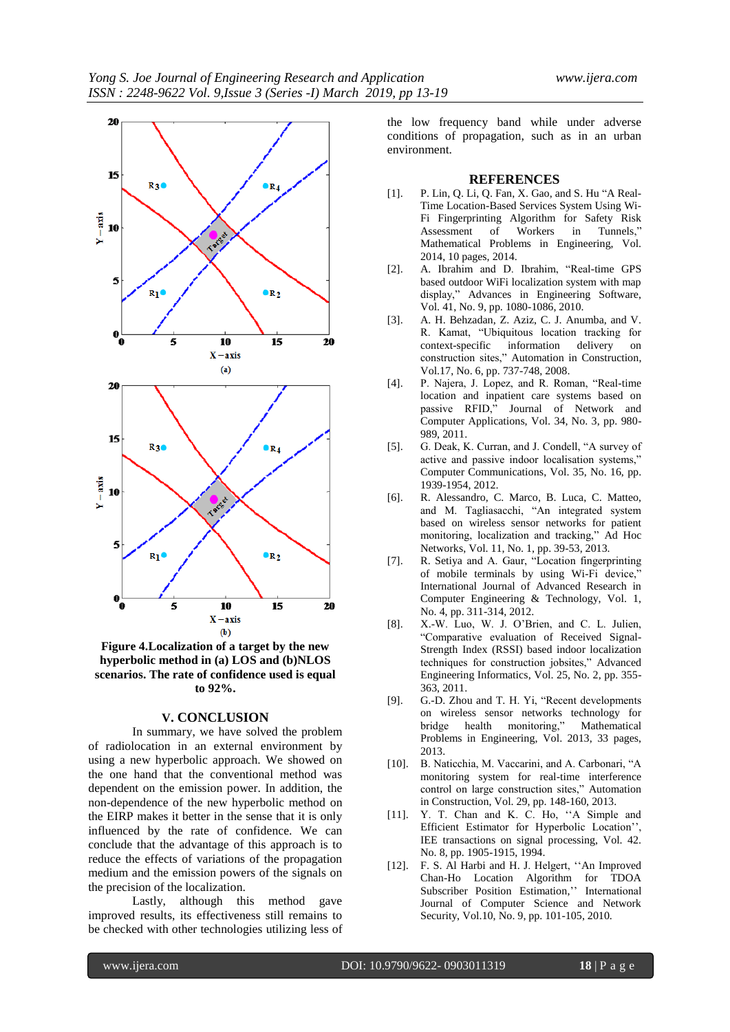**Figure 4.Localization of a target by the new hyperbolic method in (a) LOS and (b)NLOS scenarios. The rate of confidence used is equal to 92%.**

## V. CONCLUSION

In summary, we have solved the problem of radiolocation in an external environment by using a new hyperbolic approach. We showed on the one hand that the conventional method was dependent on the emission power. In addition, the non-dependence of the new hyperbolic method on the EIRP makes it better in the sense that it is only influenced by the rate of confidence. We can conclude that the advantage of this approach is to reduce the effects of variations of the propagation medium and the emission powers of the signals on the precision of the localization.

Lastly, although this method gave improved results, its effectiveness still remains to be checked with other technologies utilizing less of the low frequency band while under adverse conditions of propagation, such as in an urban environment.

## REFERENCES

[1]. P. Lin, Q. Li, Q. Fan, X. Gao, and S. Hu "A Real-Time Location-Based Services System Using Wi-Fi Fingerprinting Algorithm for Safety Risk Assessment of Workers in Tunnels," Mathematical Problems in Engineering, Vol. 2014, 10 pages, 2014.

[2]. A. Ibrahim and D. Ibrahim, "Real-time GPS based outdoor WiFi localization system with map display," Advances in Engineering Software, Vol. 41, No. 9, pp. 1080-1086, 2010.

[3]. A. H. Behzadan, Z. Aziz, C. J. Anumba, and V. R. Kamat, "Ubiquitous location tracking for context-specific information delivery on construction sites," Automation in Construction, Vol.17, No. 6, pp. 737-748, 2008.

[4]. P. Najera, J. Lopez, and R. Roman, "Real-time location and inpatient care systems based on passive RFID," Journal of Network and Computer Applications, Vol. 34, No. 3, pp. 980-989, 2011.

[5]. G. Deak, K. Curran, and J. Condell, "A survey of active and passive indoor localisation systems," Computer Communications, Vol. 35, No. 16, pp. 1939-1954, 2012.

[6]. R. Alessandro, C. Marco, B. Luca, C. Matteo, and M. Tagliasacchi, "An integrated system based on wireless sensor networks for patient monitoring, localization and tracking," Ad Hoc Networks, Vol. 11, No. 1, pp. 39-53, 2013.

[7]. R. Setiya and A. Gaur, "Location fingerprinting of mobile terminals by using Wi-Fi device," International Journal of Advanced Research in Computer Engineering & Technology, Vol. 1, No. 4, pp. 311-314, 2012.

[8]. X.-W. Luo, W. J. O'Brien, and C. L. Julien, "Comparative evaluation of Received Signal-Strength Index (RSSI) based indoor localization techniques for construction jobsites," Advanced Engineering Informatics, Vol. 25, No. 2, pp. 355-363, 2011.

[9]. G.-D. Zhou and T. H. Yi, "Recent developments on wireless sensor networks technology for bridge health monitoring," Mathematical Problems in Engineering, Vol. 2013, 33 pages, 2013.

[10]. B. Naticchia, M. Vaccarini, and A. Carbonari, "A monitoring system for real-time interference control on large construction sites," Automation in Construction, Vol. 29, pp. 148-160, 2013.

[11]. Y. T. Chan and K. C. Ho, ''A Simple and Efficient Estimator for Hyperbolic Location'', IEE transactions on signal processing, Vol. 42. No. 8, pp. 1905-1915, 1994.

[12]. F. S. Al Harbi and H. J. Helgert, ''An Improved Chan-Ho Location Algorithm for TDOA Subscriber Position Estimation,'' International Journal of Computer Science and Network Security, Vol.10, No. 9, pp. 101-105, 2010.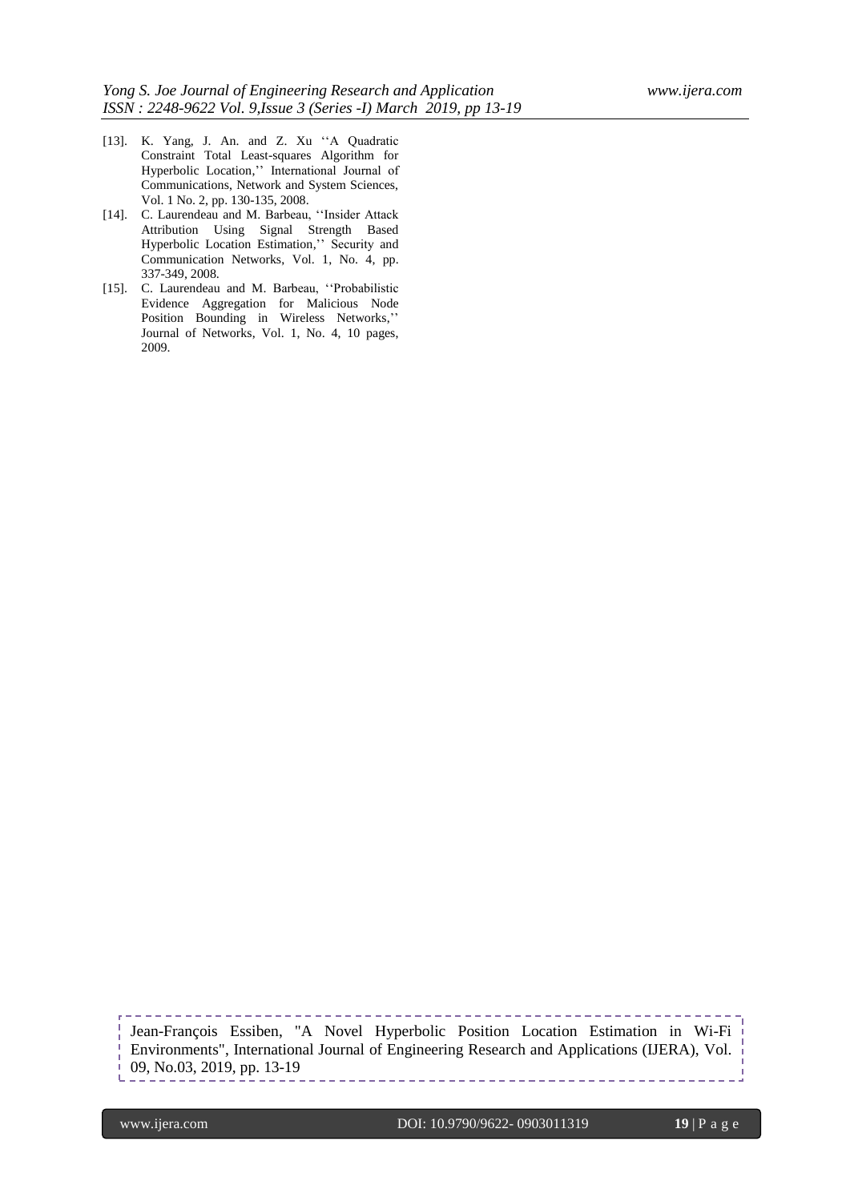[13]. K. Yang, J. An. and Z. Xu ''A Quadratic Constraint Total Least-squares Algorithm for Hyperbolic Location,'' International Journal of Communications, Network and System Sciences, Vol. 1 No. 2, pp. 130-135, 2008.

[14]. C. Laurendeau and M. Barbeau, ''Insider Attack Attribution Using Signal Strength Based Hyperbolic Location Estimation,'' Security and Communication Networks, Vol. 1, No. 4, pp. 337-349, 2008.

[15]. C. Laurendeau and M. Barbeau, ''Probabilistic Evidence Aggregation for Malicious Node Position Bounding in Wireless Networks,'' Journal of Networks, Vol. 1, No. 4, 10 pages, 2009.

Jean-François Essiben, "A Novel Hyperbolic Position Location Estimation in Wi-Fi Environments", International Journal of Engineering Research and Applications (IJERA), Vol. 09, No.03, 2019, pp. 13-19